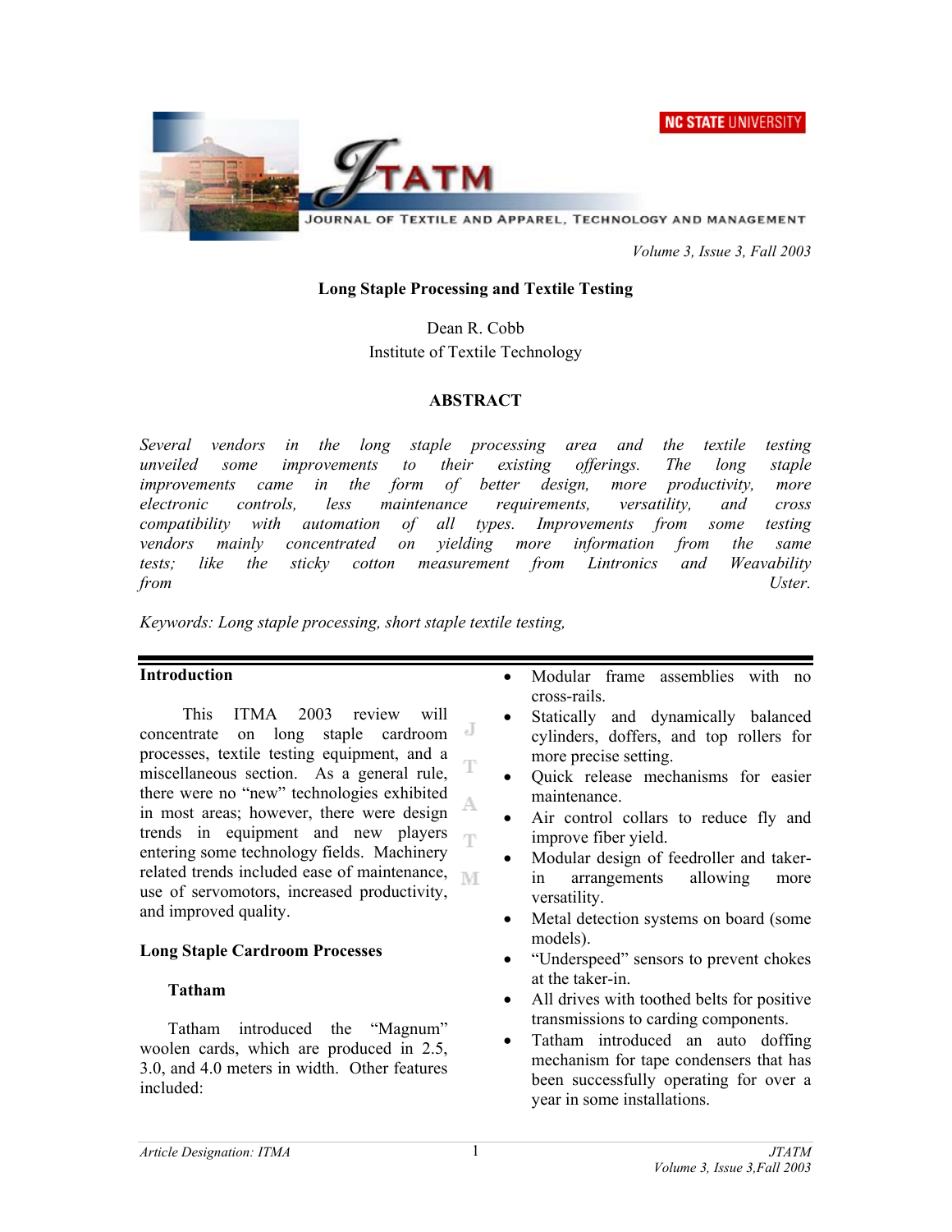# Long Staple Processing and Textile Testing

Dean R. Cobb
Institute of Textile Technology

## ABSTRACT

*Several vendors in the long staple processing area and the textile testing unveiled some improvements to their existing offerings. The long staple improvements came in the form of better design, more productivity, more electronic controls, less maintenance requirements, versatility, and cross compatibility with automation of all types. Improvements from some testing vendors mainly concentrated on yielding more information from the same tests; like the sticky cotton measurement from Lintronics and Weavability from Uster.*

*Keywords: Long staple processing, short staple textile testing,*

## Introduction

This ITMA 2003 review will concentrate on long staple cardroom processes, textile testing equipment, and a miscellaneous section. As a general rule, there were no "new" technologies exhibited in most areas; however, there were design trends in equipment and new players entering some technology fields. Machinery related trends included ease of maintenance, use of servomotors, increased productivity, and improved quality.

## Long Staple Cardroom Processes

### Tatham

Tatham introduced the "Magnum" woolen cards, which are produced in 2.5, 3.0, and 4.0 meters in width. Other features included:

- Modular frame assemblies with no cross-rails.
- Statically and dynamically balanced cylinders, doffers, and top rollers for more precise setting.
- Quick release mechanisms for easier maintenance.
- Air control collars to reduce fly and improve fiber yield.
- Modular design of feedroller and taker-in arrangements allowing more versatility.
- Metal detection systems on board (some models).
- "Underspeed" sensors to prevent chokes at the taker-in.
- All drives with toothed belts for positive transmissions to carding components.
- Tatham introduced an auto doffing mechanism for tape condensers that has been successfully operating for over a year in some installations.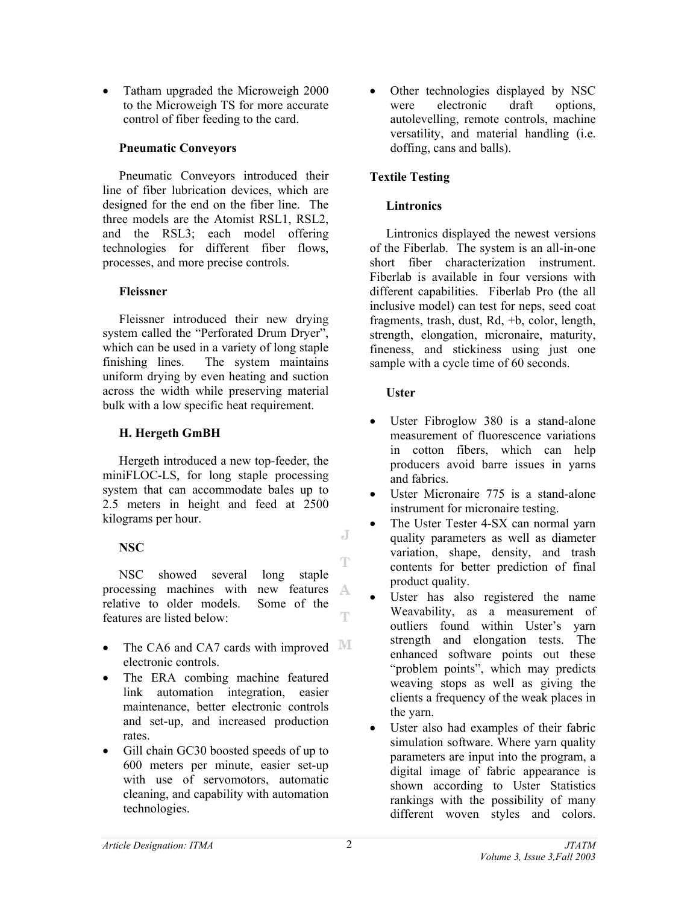- Tatham upgraded the Microweigh 2000 to the Microweigh TS for more accurate control of fiber feeding to the card.

### Pneumatic Conveyors

Pneumatic Conveyors introduced their line of fiber lubrication devices, which are designed for the end on the fiber line. The three models are the Atomist RSL1, RSL2, and the RSL3; each model offering technologies for different fiber flows, processes, and more precise controls.

### Fleissner

Fleissner introduced their new drying system called the "Perforated Drum Dryer", which can be used in a variety of long staple finishing lines. The system maintains uniform drying by even heating and suction across the width while preserving material bulk with a low specific heat requirement.

### H. Hergeth GmBH

Hergeth introduced a new top-feeder, the miniFLOC-LS, for long staple processing system that can accommodate bales up to 2.5 meters in height and feed at 2500 kilograms per hour.

### NSC

NSC showed several long staple processing machines with new features relative to older models. Some of the features are listed below:

- The CA6 and CA7 cards with improved electronic controls.
- The ERA combing machine featured link automation integration, easier maintenance, better electronic controls and set-up, and increased production rates.
- Gill chain GC30 boosted speeds of up to 600 meters per minute, easier set-up with use of servomotors, automatic cleaning, and capability with automation technologies.
- Other technologies displayed by NSC were electronic draft options, autolevelling, remote controls, machine versatility, and material handling (i.e. doffing, cans and balls).

## Textile Testing

### Lintronics

Lintronics displayed the newest versions of the Fiberlab. The system is an all-in-one short fiber characterization instrument. Fiberlab is available in four versions with different capabilities. Fiberlab Pro (the all inclusive model) can test for neps, seed coat fragments, trash, dust, Rd, +b, color, length, strength, elongation, micronaire, maturity, fineness, and stickiness using just one sample with a cycle time of 60 seconds.

### Uster

- Uster Fibroglow 380 is a stand-alone measurement of fluorescence variations in cotton fibers, which can help producers avoid barre issues in yarns and fabrics.
- Uster Micronaire 775 is a stand-alone instrument for micronaire testing.
- The Uster Tester 4-SX can normal yarn quality parameters as well as diameter variation, shape, density, and trash contents for better prediction of final product quality.
- Uster has also registered the name Weavability, as a measurement of outliers found within Uster's yarn strength and elongation tests. The enhanced software points out these "problem points", which may predicts weaving stops as well as giving the clients a frequency of the weak places in the yarn.
- Uster also had examples of their fabric simulation software. Where yarn quality parameters are input into the program, a digital image of fabric appearance is shown according to Uster Statistics rankings with the possibility of many different woven styles and colors.